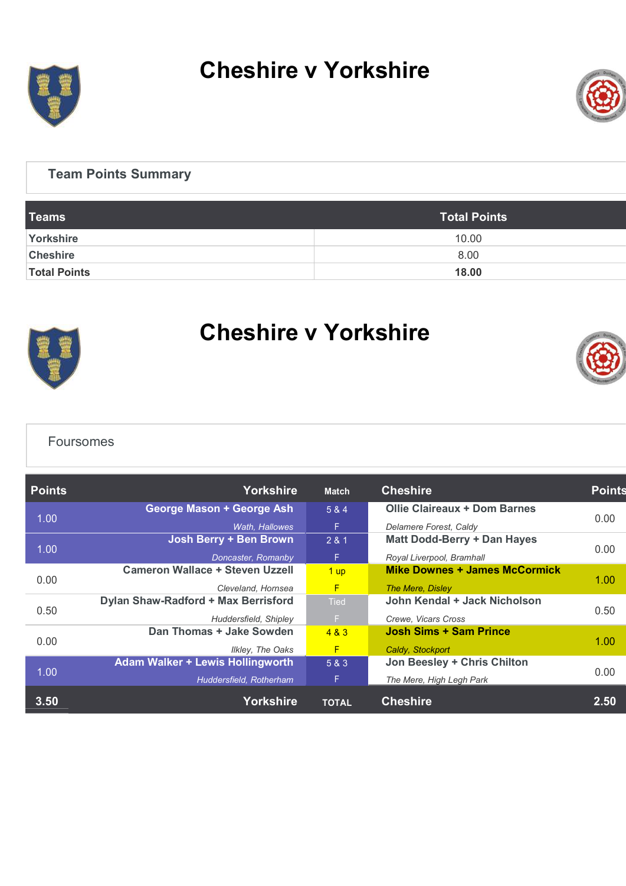# Cheshire v Yorkshire

## Team Points Summary

| Teams | Total Points |
|---|---|
| Yorkshire | 10.00 |
| Cheshire | 8.00 |
| **Total Points** | **18.00** |

# Cheshire v Yorkshire

## Foursomes

| Points | Yorkshire | Match | Cheshire | Points |
|---|---|---|---|---|
| 1.00 | **George Mason + George Ash** *Wath, Hallowes* | 5 & 4 F | **Ollie Claireaux + Dom Barnes** *Delamere Forest, Caldy* | 0.00 |
| 1.00 | **Josh Berry + Ben Brown** *Doncaster, Romanby* | 2 & 1 F | **Matt Dodd-Berry + Dan Hayes** *Royal Liverpool, Bramhall* | 0.00 |
| 0.00 | **Cameron Wallace + Steven Uzzell** *Cleveland, Hornsea* | 1 up F | **Mike Downes + James McCormick** *The Mere, Disley* | 1.00 |
| 0.50 | **Dylan Shaw-Radford + Max Berrisford** *Huddersfield, Shipley* | Tied F | **John Kendal + Jack Nicholson** *Crewe, Vicars Cross* | 0.50 |
| 0.00 | **Dan Thomas + Jake Sowden** *Ilkley, The Oaks* | 4 & 3 F | **Josh Sims + Sam Prince** *Caldy, Stockport* | 1.00 |
| 1.00 | **Adam Walker + Lewis Hollingworth** *Huddersfield, Rotherham* | 5 & 3 F | **Jon Beesley + Chris Chilton** *The Mere, High Legh Park* | 0.00 |
| **3.50** | **Yorkshire** | **TOTAL** | **Cheshire** | **2.50** |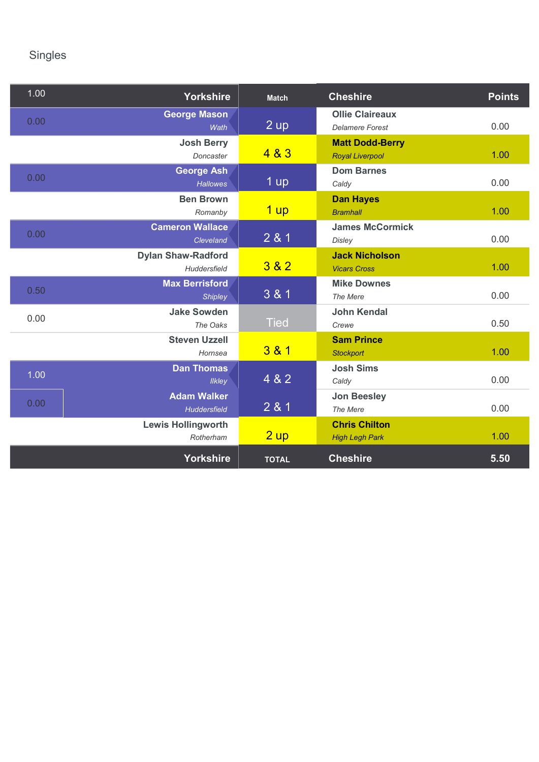Singles

| Points | Yorkshire | Match | Cheshire | Points |
|---|---|---|---|---|
| 1.00 | Yorkshire | Match | Cheshire | Points |
| 0.00 | **George Mason** *Wath* | 2 up | **Ollie Claireaux** *Delamere Forest* | 0.00 |
| | **Josh Berry** *Doncaster* | 4 & 3 | **Matt Dodd-Berry** *Royal Liverpool* | 1.00 |
| 0.00 | **George Ash** *Hallowes* | 1 up | **Dom Barnes** *Caldy* | 0.00 |
| | **Ben Brown** *Romanby* | 1 up | **Dan Hayes** *Bramhall* | 1.00 |
| 0.00 | **Cameron Wallace** *Cleveland* | 2 & 1 | **James McCormick** *Disley* | 0.00 |
| | **Dylan Shaw-Radford** *Huddersfield* | 3 & 2 | **Jack Nicholson** *Vicars Cross* | 1.00 |
| 0.50 | **Max Berrisford** *Shipley* | 3 & 1 | **Mike Downes** *The Mere* | 0.00 |
| 0.00 | **Jake Sowden** *The Oaks* | Tied | **John Kendal** *Crewe* | 0.50 |
| | **Steven Uzzell** *Hornsea* | 3 & 1 | **Sam Prince** *Stockport* | 1.00 |
| 1.00 | **Dan Thomas** *Ilkley* | 4 & 2 | **Josh Sims** *Caldy* | 0.00 |
| 0.00 | **Adam Walker** *Huddersfield* | 2 & 1 | **Jon Beesley** *The Mere* | 0.00 |
| | **Lewis Hollingworth** *Rotherham* | 2 up | **Chris Chilton** *High Legh Park* | 1.00 |
| | **Yorkshire** | TOTAL | **Cheshire** | **5.50** |